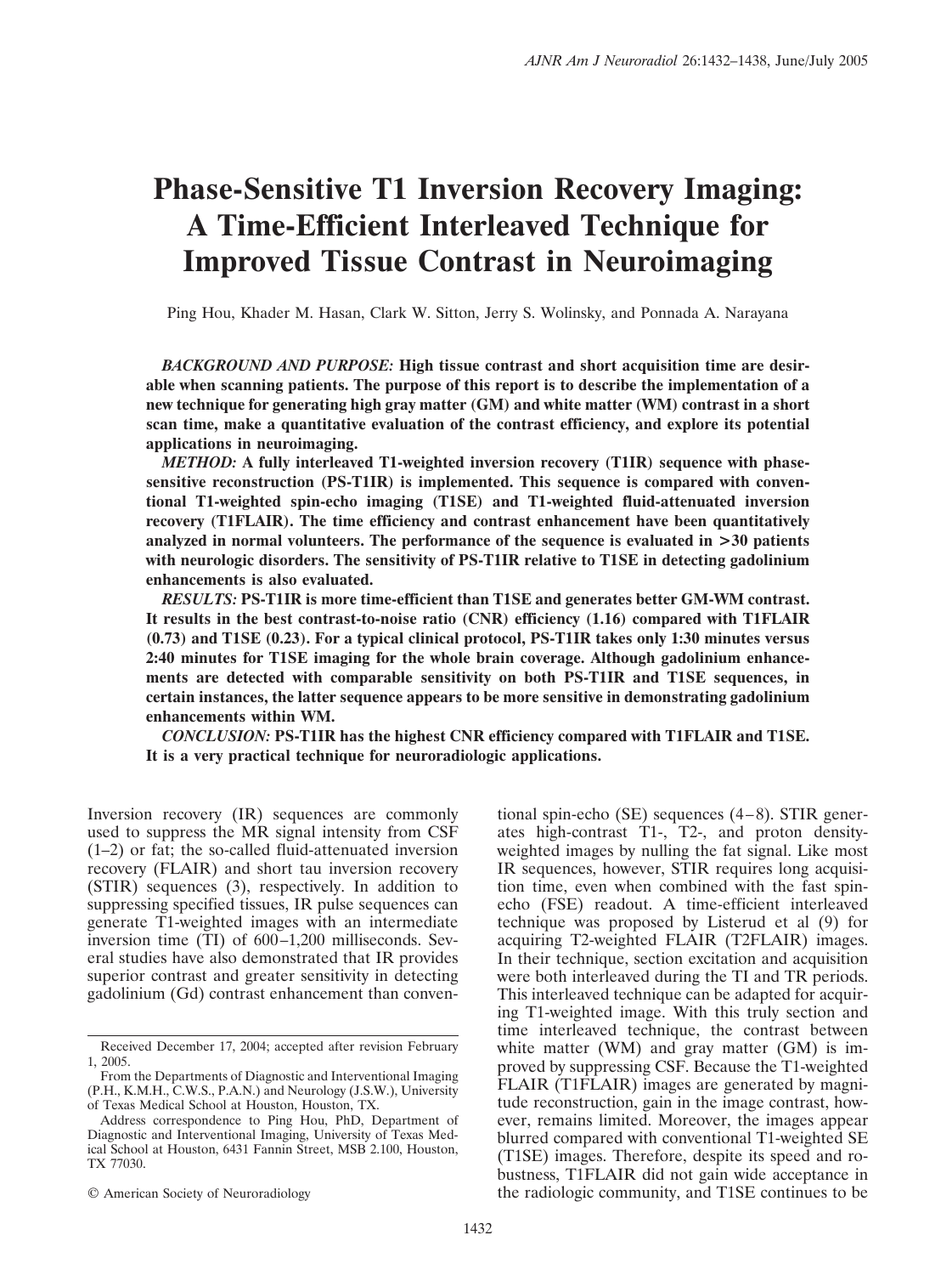# Phase-Sensitive T1 Inversion Recovery Imaging: A Time-Efficient Interleaved Technique for Improved Tissue Contrast in Neuroimaging

Ping Hou, Khader M. Hasan, Clark W. Sitton, Jerry S. Wolinsky, and Ponnada A. Narayana

***BACKGROUND AND PURPOSE:*** **High tissue contrast and short acquisition time are desirable when scanning patients. The purpose of this report is to describe the implementation of a new technique for generating high gray matter (GM) and white matter (WM) contrast in a short scan time, make a quantitative evaluation of the contrast efficiency, and explore its potential applications in neuroimaging.**

***METHOD:*** **A fully interleaved T1-weighted inversion recovery (T1IR) sequence with phase-sensitive reconstruction (PS-T1IR) is implemented. This sequence is compared with conventional T1-weighted spin-echo imaging (T1SE) and T1-weighted fluid-attenuated inversion recovery (T1FLAIR). The time efficiency and contrast enhancement have been quantitatively analyzed in normal volunteers. The performance of the sequence is evaluated in >30 patients with neurologic disorders. The sensitivity of PS-T1IR relative to T1SE in detecting gadolinium enhancements is also evaluated.**

***RESULTS:*** **PS-T1IR is more time-efficient than T1SE and generates better GM-WM contrast. It results in the best contrast-to-noise ratio (CNR) efficiency (1.16) compared with T1FLAIR (0.73) and T1SE (0.23). For a typical clinical protocol, PS-T1IR takes only 1:30 minutes versus 2:40 minutes for T1SE imaging for the whole brain coverage. Although gadolinium enhancements are detected with comparable sensitivity on both PS-T1IR and T1SE sequences, in certain instances, the latter sequence appears to be more sensitive in demonstrating gadolinium enhancements within WM.**

***CONCLUSION:*** **PS-T1IR has the highest CNR efficiency compared with T1FLAIR and T1SE. It is a very practical technique for neuroradiologic applications.**

Inversion recovery (IR) sequences are commonly used to suppress the MR signal intensity from CSF (1–2) or fat; the so-called fluid-attenuated inversion recovery (FLAIR) and short tau inversion recovery (STIR) sequences (3), respectively. In addition to suppressing specified tissues, IR pulse sequences can generate T1-weighted images with an intermediate inversion time (TI) of 600–1,200 milliseconds. Several studies have also demonstrated that IR provides superior contrast and greater sensitivity in detecting gadolinium (Gd) contrast enhancement than conventional spin-echo (SE) sequences (4–8). STIR generates high-contrast T1-, T2-, and proton density-weighted images by nulling the fat signal. Like most IR sequences, however, STIR requires long acquisition time, even when combined with the fast spin-echo (FSE) readout. A time-efficient interleaved technique was proposed by Listerud et al (9) for acquiring T2-weighted FLAIR (T2FLAIR) images. In their technique, section excitation and acquisition were both interleaved during the TI and TR periods. This interleaved technique can be adapted for acquiring T1-weighted image. With this truly section and time interleaved technique, the contrast between white matter (WM) and gray matter (GM) is improved by suppressing CSF. Because the T1-weighted FLAIR (T1FLAIR) images are generated by magnitude reconstruction, gain in the image contrast, however, remains limited. Moreover, the images appear blurred compared with conventional T1-weighted SE (T1SE) images. Therefore, despite its speed and robustness, T1FLAIR did not gain wide acceptance in the radiologic community, and T1SE continues to be

Received December 17, 2004; accepted after revision February 1, 2005.

From the Departments of Diagnostic and Interventional Imaging (P.H., K.M.H., C.W.S., P.A.N.) and Neurology (J.S.W.), University of Texas Medical School at Houston, Houston, TX.

Address correspondence to Ping Hou, PhD, Department of Diagnostic and Interventional Imaging, University of Texas Medical School at Houston, 6431 Fannin Street, MSB 2.100, Houston, TX 77030.

© American Society of Neuroradiology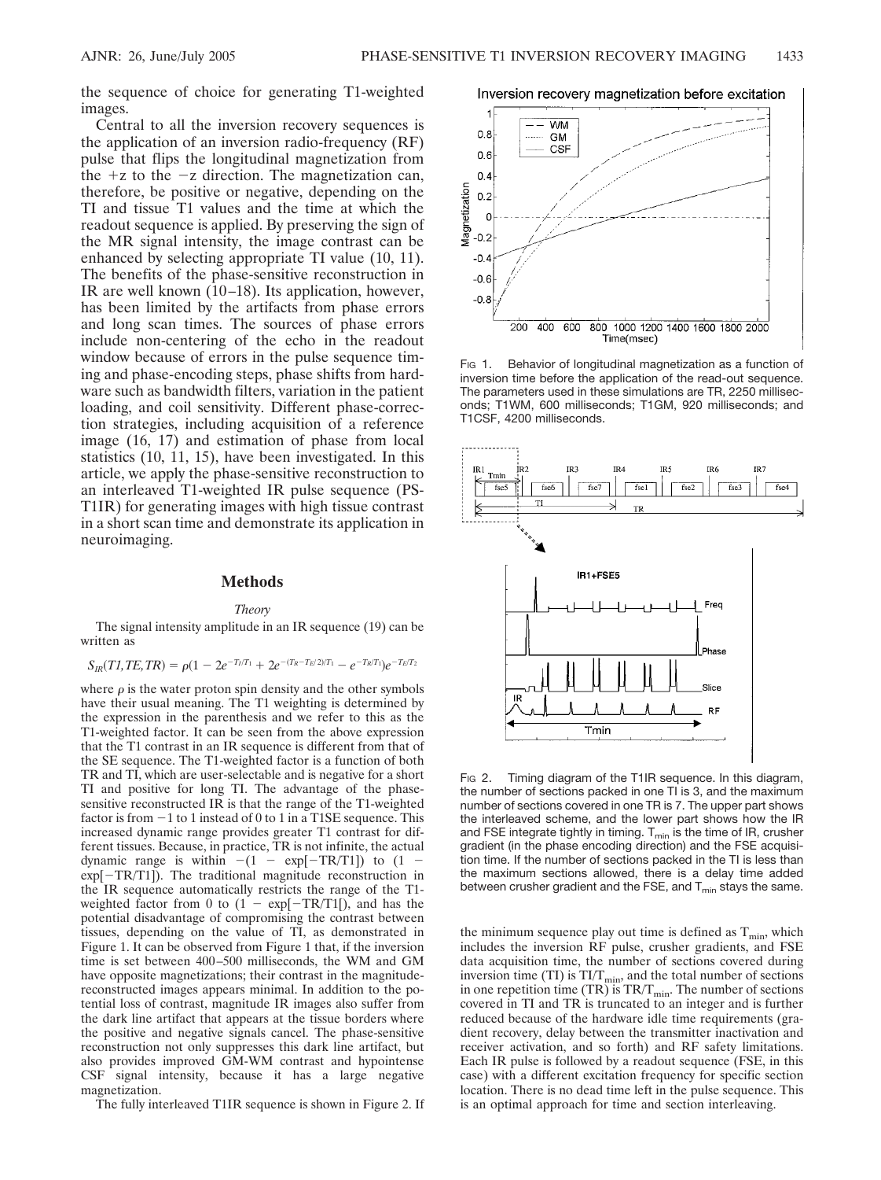the sequence of choice for generating T1-weighted images.

Central to all the inversion recovery sequences is the application of an inversion radio-frequency (RF) pulse that flips the longitudinal magnetization from the +z to the −z direction. The magnetization can, therefore, be positive or negative, depending on the TI and tissue T1 values and the time at which the readout sequence is applied. By preserving the sign of the MR signal intensity, the image contrast can be enhanced by selecting appropriate TI value (10, 11). The benefits of the phase-sensitive reconstruction in IR are well known (10–18). Its application, however, has been limited by the artifacts from phase errors and long scan times. The sources of phase errors include non-centering of the echo in the readout window because of errors in the pulse sequence timing and phase-encoding steps, phase shifts from hardware such as bandwidth filters, variation in the patient loading, and coil sensitivity. Different phase-correction strategies, including acquisition of a reference image (16, 17) and estimation of phase from local statistics (10, 11, 15), have been investigated. In this article, we apply the phase-sensitive reconstruction to an interleaved T1-weighted IR pulse sequence (PS-T1IR) for generating images with high tissue contrast in a short scan time and demonstrate its application in neuroimaging.

## Methods

### *Theory*

The signal intensity amplitude in an IR sequence (19) can be written as

$$S_{IR}(TI,TE,TR) = \rho(1 - 2e^{-T_I/T_1} + 2e^{-(T_R-T_E/2)/T_1} - e^{-T_R/T_1})e^{-T_E/T_2}$$

where $\rho$ is the water proton spin density and the other symbols have their usual meaning. The T1 weighting is determined by the expression in the parenthesis and we refer to this as the T1-weighted factor. It can be seen from the above expression that the T1 contrast in an IR sequence is different from that of the SE sequence. The T1-weighted factor is a function of both TR and TI, which are user-selectable and is negative for a short TI and positive for long TI. The advantage of the phase-sensitive reconstructed IR is that the range of the T1-weighted factor is from −1 to 1 instead of 0 to 1 in a T1SE sequence. This increased dynamic range provides greater T1 contrast for different tissues. Because, in practice, TR is not infinite, the actual dynamic range is within $-(1 - \exp[-TR/T1])$ to $(1 - \exp[-TR/T1])$. The traditional magnitude reconstruction in the IR sequence automatically restricts the range of the T1-weighted factor from 0 to $(1 - \exp[-TR/T1])$, and has the potential disadvantage of compromising the contrast between tissues, depending on the value of TI, as demonstrated in Figure 1. It can be observed from Figure 1 that, if the inversion time is set between 400–500 milliseconds, the WM and GM have opposite magnetizations; their contrast in the magnitude-reconstructed images appears minimal. In addition to the potential loss of contrast, magnitude IR images also suffer from the dark line artifact that appears at the tissue borders where the positive and negative signals cancel. The phase-sensitive reconstruction not only suppresses this dark line artifact, but also provides improved GM-WM contrast and hypointense CSF signal intensity, because it has a large negative magnetization.

The fully interleaved T1IR sequence is shown in Figure 2. If the minimum sequence play out time is defined as $T_{min}$, which includes the inversion RF pulse, crusher gradients, and FSE data acquisition time, the number of sections covered during inversion time (TI) is $TI/T_{min}$, and the total number of sections in one repetition time (TR) is $TR/T_{min}$. The number of sections covered in TI and TR is truncated to an integer and is further reduced because of the hardware idle time requirements (gradient recovery, delay between the transmitter inactivation and receiver activation, and so forth) and RF safety limitations. Each IR pulse is followed by a readout sequence (FSE, in this case) with a different excitation frequency for specific section location. There is no dead time left in the pulse sequence. This is an optimal approach for time and section interleaving.

FIG 1. Behavior of longitudinal magnetization as a function of inversion time before the application of the read-out sequence. The parameters used in these simulations are TR, 2250 milliseconds; T1WM, 600 milliseconds; T1GM, 920 milliseconds; and T1CSF, 4200 milliseconds.

FIG 2. Timing diagram of the T1IR sequence. In this diagram, the number of sections packed in one TI is 3, and the maximum number of sections covered in one TR is 7. The upper part shows the interleaved scheme, and the lower part shows how the IR and FSE integrate tightly in timing. $T_{min}$ is the time of IR, crusher gradient (in the phase encoding direction) and the FSE acquisition time. If the number of sections packed in the TI is less than the maximum sections allowed, there is a delay time added between crusher gradient and the FSE, and $T_{min}$ stays the same.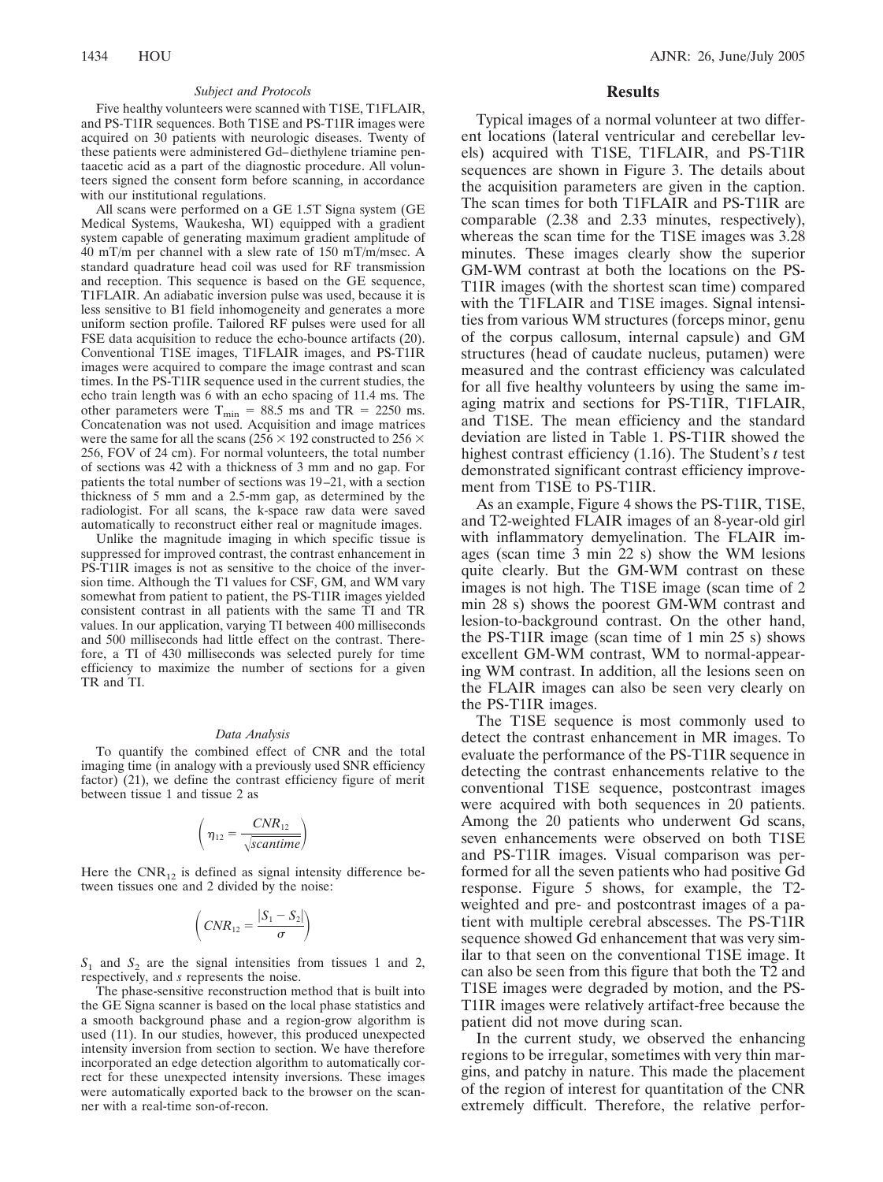### Subject and Protocols

Five healthy volunteers were scanned with T1SE, T1FLAIR, and PS-T1IR sequences. Both T1SE and PS-T1IR images were acquired on 30 patients with neurologic diseases. Twenty of these patients were administered Gd–diethylene triamine pentaacetic acid as a part of the diagnostic procedure. All volunteers signed the consent form before scanning, in accordance with our institutional regulations.

All scans were performed on a GE 1.5T Signa system (GE Medical Systems, Waukesha, WI) equipped with a gradient system capable of generating maximum gradient amplitude of 40 mT/m per channel with a slew rate of 150 mT/m/msec. A standard quadrature head coil was used for RF transmission and reception. This sequence is based on the GE sequence, T1FLAIR. An adiabatic inversion pulse was used, because it is less sensitive to B1 field inhomogeneity and generates a more uniform section profile. Tailored RF pulses were used for all FSE data acquisition to reduce the echo-bounce artifacts (20). Conventional T1SE images, T1FLAIR images, and PS-T1IR images were acquired to compare the image contrast and scan times. In the PS-T1IR sequence used in the current studies, the echo train length was 6 with an echo spacing of 11.4 ms. The other parameters were $T_{min}$ = 88.5 ms and TR = 2250 ms. Concatenation was not used. Acquisition and image matrices were the same for all the scans (256 × 192 constructed to 256 × 256, FOV of 24 cm). For normal volunteers, the total number of sections was 42 with a thickness of 3 mm and no gap. For patients the total number of sections was 19–21, with a section thickness of 5 mm and a 2.5-mm gap, as determined by the radiologist. For all scans, the k-space raw data were saved automatically to reconstruct either real or magnitude images.

Unlike the magnitude imaging in which specific tissue is suppressed for improved contrast, the contrast enhancement in PS-T1IR images is not as sensitive to the choice of the inversion time. Although the T1 values for CSF, GM, and WM vary somewhat from patient to patient, the PS-T1IR images yielded consistent contrast in all patients with the same TI and TR values. In our application, varying TI between 400 milliseconds and 500 milliseconds had little effect on the contrast. Therefore, a TI of 430 milliseconds was selected purely for time efficiency to maximize the number of sections for a given TR and TI.

### Data Analysis

To quantify the combined effect of CNR and the total imaging time (in analogy with a previously used SNR efficiency factor) (21), we define the contrast efficiency figure of merit between tissue 1 and tissue 2 as

$$\left( \eta_{12} = \frac{CNR_{12}}{\sqrt{scantime}} \right)$$

Here the $CNR_{12}$ is defined as signal intensity difference between tissues one and 2 divided by the noise:

$$\left( CNR_{12} = \frac{|S_1 - S_2|}{\sigma} \right)$$

$S_1$ and $S_2$ are the signal intensities from tissues 1 and 2, respectively, and *s* represents the noise.

The phase-sensitive reconstruction method that is built into the GE Signa scanner is based on the local phase statistics and a smooth background phase and a region-grow algorithm is used (11). In our studies, however, this produced unexpected intensity inversion from section to section. We have therefore incorporated an edge detection algorithm to automatically correct for these unexpected intensity inversions. These images were automatically exported back to the browser on the scanner with a real-time son-of-recon.

## Results

Typical images of a normal volunteer at two different locations (lateral ventricular and cerebellar levels) acquired with T1SE, T1FLAIR, and PS-T1IR sequences are shown in Figure 3. The details about the acquisition parameters are given in the caption. The scan times for both T1FLAIR and PS-T1IR are comparable (2.38 and 2.33 minutes, respectively), whereas the scan time for the T1SE images was 3.28 minutes. These images clearly show the superior GM-WM contrast at both the locations on the PS-T1IR images (with the shortest scan time) compared with the T1FLAIR and T1SE images. Signal intensities from various WM structures (forceps minor, genu of the corpus callosum, internal capsule) and GM structures (head of caudate nucleus, putamen) were measured and the contrast efficiency was calculated for all five healthy volunteers by using the same imaging matrix and sections for PS-T1IR, T1FLAIR, and T1SE. The mean efficiency and the standard deviation are listed in Table 1. PS-T1IR showed the highest contrast efficiency (1.16). The Student's *t* test demonstrated significant contrast efficiency improvement from T1SE to PS-T1IR.

As an example, Figure 4 shows the PS-T1IR, T1SE, and T2-weighted FLAIR images of an 8-year-old girl with inflammatory demyelination. The FLAIR images (scan time 3 min 22 s) show the WM lesions quite clearly. But the GM-WM contrast on these images is not high. The T1SE image (scan time of 2 min 28 s) shows the poorest GM-WM contrast and lesion-to-background contrast. On the other hand, the PS-T1IR image (scan time of 1 min 25 s) shows excellent GM-WM contrast, WM to normal-appearing WM contrast. In addition, all the lesions seen on the FLAIR images can also be seen very clearly on the PS-T1IR images.

The T1SE sequence is most commonly used to detect the contrast enhancement in MR images. To evaluate the performance of the PS-T1IR sequence in detecting the contrast enhancements relative to the conventional T1SE sequence, postcontrast images were acquired with both sequences in 20 patients. Among the 20 patients who underwent Gd scans, seven enhancements were observed on both T1SE and PS-T1IR images. Visual comparison was performed for all the seven patients who had positive Gd response. Figure 5 shows, for example, the T2-weighted and pre- and postcontrast images of a patient with multiple cerebral abscesses. The PS-T1IR sequence showed Gd enhancement that was very similar to that seen on the conventional T1SE image. It can also be seen from this figure that both the T2 and T1SE images were degraded by motion, and the PS-T1IR images were relatively artifact-free because the patient did not move during scan.

In the current study, we observed the enhancing regions to be irregular, sometimes with very thin margins, and patchy in nature. This made the placement of the region of interest for quantitation of the CNR extremely difficult. Therefore, the relative perfor-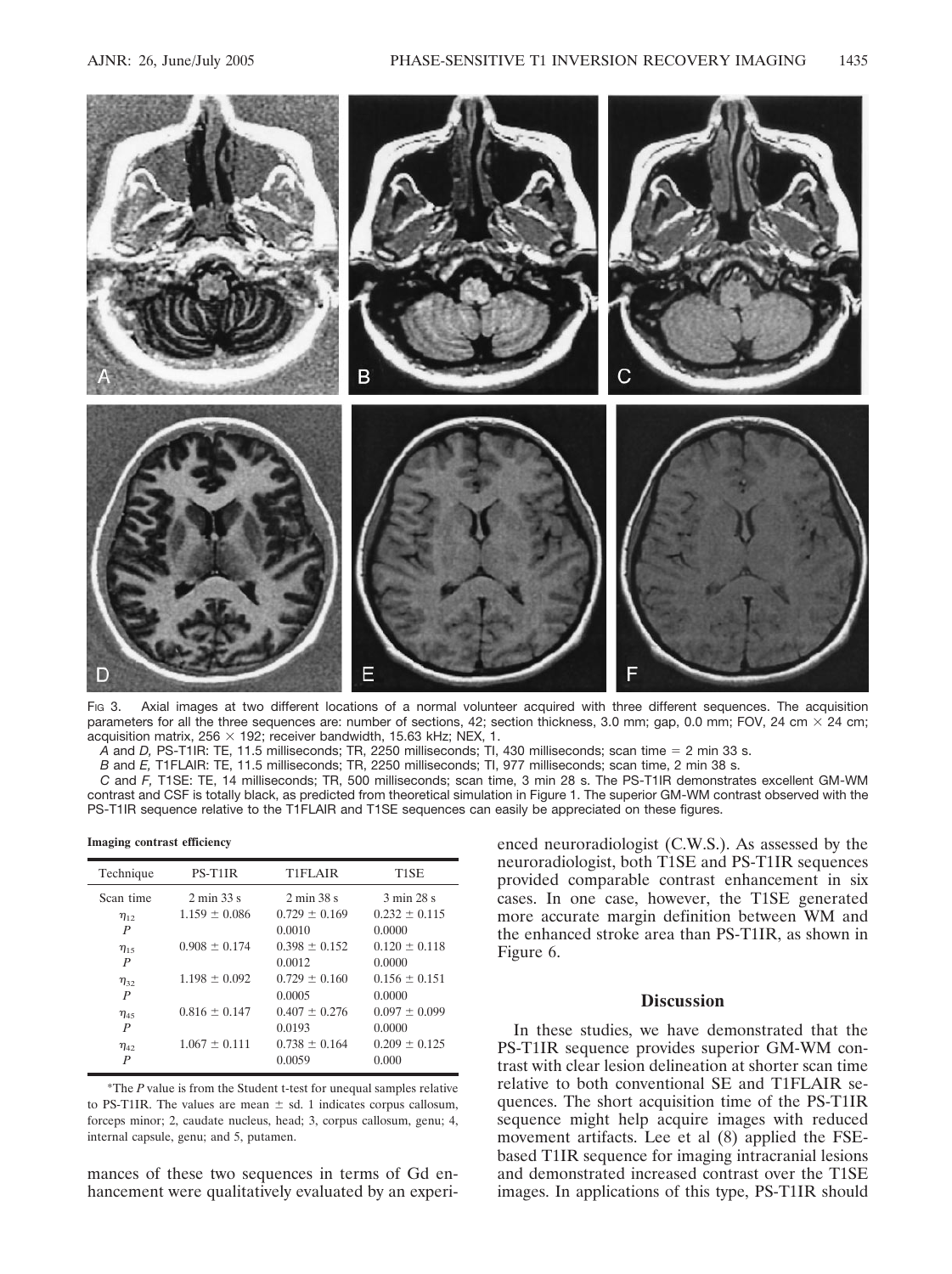Fig 3. Axial images at two different locations of a normal volunteer acquired with three different sequences. The acquisition parameters for all the three sequences are: number of sections, 42; section thickness, 3.0 mm; gap, 0.0 mm; FOV, 24 cm × 24 cm; acquisition matrix, 256 × 192; receiver bandwidth, 15.63 kHz; NEX, 1.

*A* and *D,* PS-T1IR: TE, 11.5 milliseconds; TR, 2250 milliseconds; TI, 430 milliseconds; scan time = 2 min 33 s.

*B* and *E,* T1FLAIR: TE, 11.5 milliseconds; TR, 2250 milliseconds; TI, 977 milliseconds; scan time, 2 min 38 s.

*C* and *F,* T1SE: TE, 14 milliseconds; TR, 500 milliseconds; scan time, 3 min 28 s. The PS-T1IR demonstrates excellent GM-WM contrast and CSF is totally black, as predicted from theoretical simulation in Figure 1. The superior GM-WM contrast observed with the PS-T1IR sequence relative to the T1FLAIR and T1SE sequences can easily be appreciated on these figures.

**Imaging contrast efficiency**

| Technique | PS-T1IR | T1FLAIR | T1SE |
|---|---|---|---|
| Scan time | 2 min 33 s | 2 min 38 s | 3 min 28 s |
| $\eta_{12}$ | 1.159 ± 0.086 | 0.729 ± 0.169 | 0.232 ± 0.115 |
| $P$ | | 0.0010 | 0.0000 |
| $\eta_{15}$ | 0.908 ± 0.174 | 0.398 ± 0.152 | 0.120 ± 0.118 |
| $P$ | | 0.0012 | 0.0000 |
| $\eta_{32}$ | 1.198 ± 0.092 | 0.729 ± 0.160 | 0.156 ± 0.151 |
| $P$ | | 0.0005 | 0.0000 |
| $\eta_{45}$ | 0.816 ± 0.147 | 0.407 ± 0.276 | 0.097 ± 0.099 |
| $P$ | | 0.0193 | 0.0000 |
| $\eta_{42}$ | 1.067 ± 0.111 | 0.738 ± 0.164 | 0.209 ± 0.125 |
| $P$ | | 0.0059 | 0.000 |

*The $P$ value is from the Student t-test for unequal samples relative to PS-T1IR. The values are mean ± sd. 1 indicates corpus callosum, forceps minor; 2, caudate nucleus, head; 3, corpus callosum, genu; 4, internal capsule, genu; and 5, putamen.

mances of these two sequences in terms of Gd enhancement were qualitatively evaluated by an experienced neuroradiologist (C.W.S.). As assessed by the neuroradiologist, both T1SE and PS-T1IR sequences provided comparable contrast enhancement in six cases. In one case, however, the T1SE generated more accurate margin definition between WM and the enhanced stroke area than PS-T1IR, as shown in Figure 6.

## Discussion

In these studies, we have demonstrated that the PS-T1IR sequence provides superior GM-WM contrast with clear lesion delineation at shorter scan time relative to both conventional SE and T1FLAIR sequences. The short acquisition time of the PS-T1IR sequence might help acquire images with reduced movement artifacts. Lee et al (8) applied the FSE-based T1IR sequence for imaging intracranial lesions and demonstrated increased contrast over the T1SE images. In applications of this type, PS-T1IR should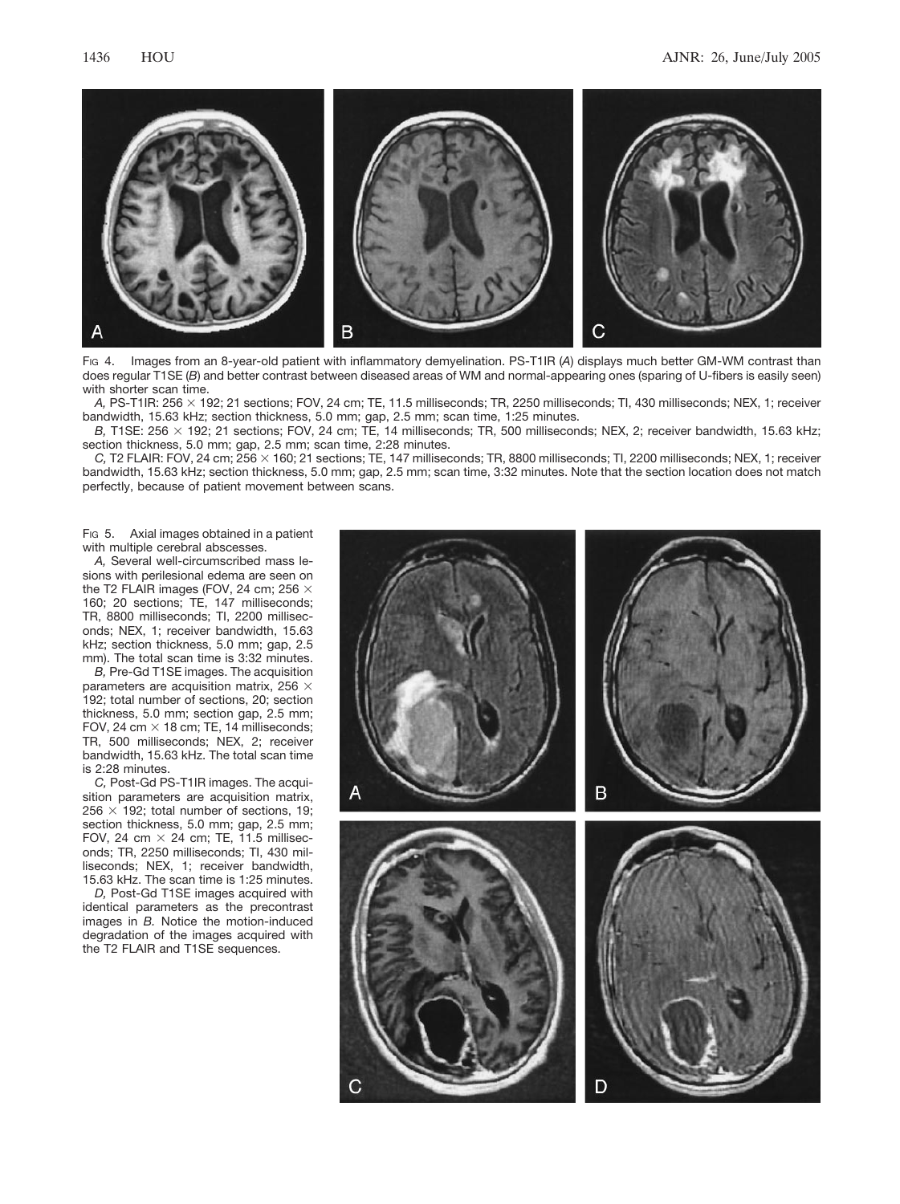Fig 4. Images from an 8-year-old patient with inflammatory demyelination. PS-T1IR (*A*) displays much better GM-WM contrast than does regular T1SE (*B*) and better contrast between diseased areas of WM and normal-appearing ones (sparing of U-fibers is easily seen) with shorter scan time.

*A,* PS-T1IR: 256 × 192; 21 sections; FOV, 24 cm; TE, 11.5 milliseconds; TR, 2250 milliseconds; TI, 430 milliseconds; NEX, 1; receiver bandwidth, 15.63 kHz; section thickness, 5.0 mm; gap, 2.5 mm; scan time, 1:25 minutes.

*B,* T1SE: 256 × 192; 21 sections; FOV, 24 cm; TE, 14 milliseconds; TR, 500 milliseconds; NEX, 2; receiver bandwidth, 15.63 kHz; section thickness, 5.0 mm; gap, 2.5 mm; scan time, 2:28 minutes.

*C,* T2 FLAIR: FOV, 24 cm; 256 × 160; 21 sections; TE, 147 milliseconds; TR, 8800 milliseconds; TI, 2200 milliseconds; NEX, 1; receiver bandwidth, 15.63 kHz; section thickness, 5.0 mm; gap, 2.5 mm; scan time, 3:32 minutes. Note that the section location does not match perfectly, because of patient movement between scans.

Fig 5. Axial images obtained in a patient with multiple cerebral abscesses.

*A,* Several well-circumscribed mass lesions with perilesional edema are seen on the T2 FLAIR images (FOV, 24 cm; 256 × 160; 20 sections; TE, 147 milliseconds; TR, 8800 milliseconds; TI, 2200 milliseconds; NEX, 1; receiver bandwidth, 15.63 kHz; section thickness, 5.0 mm; gap, 2.5 mm). The total scan time is 3:32 minutes.

*B,* Pre-Gd T1SE images. The acquisition parameters are acquisition matrix, 256 × 192; total number of sections, 20; section thickness, 5.0 mm; section gap, 2.5 mm; FOV, 24 cm × 18 cm; TE, 14 milliseconds; TR, 500 milliseconds; NEX, 2; receiver bandwidth, 15.63 kHz. The total scan time is 2:28 minutes.

*C,* Post-Gd PS-T1IR images. The acquisition parameters are acquisition matrix, 256 × 192; total number of sections, 19; section thickness, 5.0 mm; gap, 2.5 mm; FOV, 24 cm × 24 cm; TE, 11.5 milliseconds; TR, 2250 milliseconds; TI, 430 milliseconds; NEX, 1; receiver bandwidth, 15.63 kHz. The scan time is 1:25 minutes.

*D,* Post-Gd T1SE images acquired with identical parameters as the precontrast images in *B.* Notice the motion-induced degradation of the images acquired with the T2 FLAIR and T1SE sequences.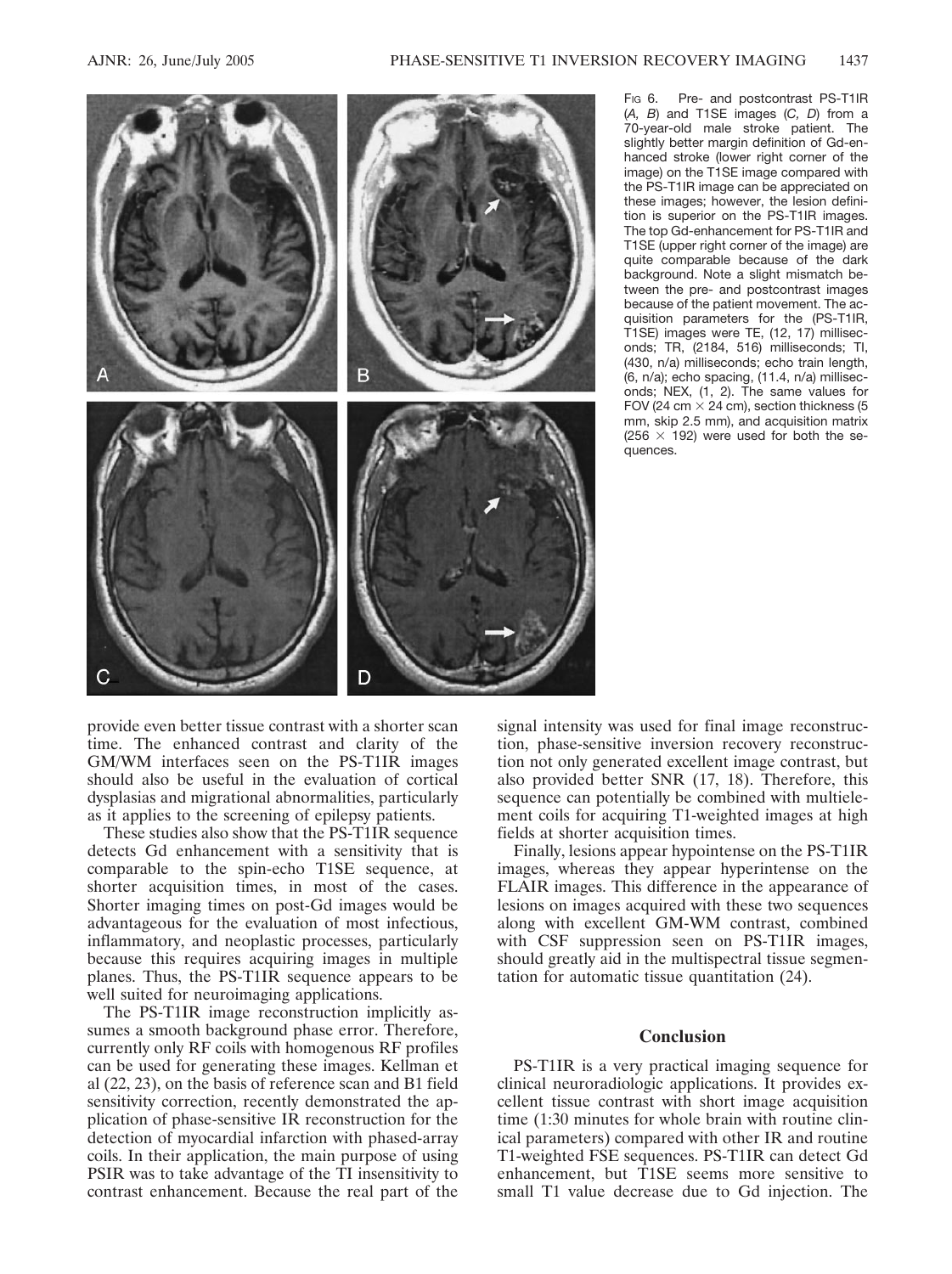Fig 6. Pre- and postcontrast PS-T1IR (*A, B*) and T1SE images (*C, D*) from a 70-year-old male stroke patient. The slightly better margin definition of Gd-enhanced stroke (lower right corner of the image) on the T1SE image compared with the PS-T1IR image can be appreciated on these images; however, the lesion definition is superior on the PS-T1IR images. The top Gd-enhancement for PS-T1IR and T1SE (upper right corner of the image) are quite comparable because of the dark background. Note a slight mismatch between the pre- and postcontrast images because of the patient movement. The acquisition parameters for the (PS-T1IR, T1SE) images were TE, (12, 17) milliseconds; TR, (2184, 516) milliseconds; TI, (430, n/a) milliseconds; echo train length, (6, n/a); echo spacing, (11.4, n/a) milliseconds; NEX, (1, 2). The same values for FOV (24 cm × 24 cm), section thickness (5 mm, skip 2.5 mm), and acquisition matrix (256 × 192) were used for both the sequences.

provide even better tissue contrast with a shorter scan time. The enhanced contrast and clarity of the GM/WM interfaces seen on the PS-T1IR images should also be useful in the evaluation of cortical dysplasias and migrational abnormalities, particularly as it applies to the screening of epilepsy patients.

These studies also show that the PS-T1IR sequence detects Gd enhancement with a sensitivity that is comparable to the spin-echo T1SE sequence, at shorter acquisition times, in most of the cases. Shorter imaging times on post-Gd images would be advantageous for the evaluation of most infectious, inflammatory, and neoplastic processes, particularly because this requires acquiring images in multiple planes. Thus, the PS-T1IR sequence appears to be well suited for neuroimaging applications.

The PS-T1IR image reconstruction implicitly assumes a smooth background phase error. Therefore, currently only RF coils with homogenous RF profiles can be used for generating these images. Kellman et al (22, 23), on the basis of reference scan and B1 field sensitivity correction, recently demonstrated the application of phase-sensitive IR reconstruction for the detection of myocardial infarction with phased-array coils. In their application, the main purpose of using PSIR was to take advantage of the TI insensitivity to contrast enhancement. Because the real part of the signal intensity was used for final image reconstruction, phase-sensitive inversion recovery reconstruction not only generated excellent image contrast, but also provided better SNR (17, 18). Therefore, this sequence can potentially be combined with multielement coils for acquiring T1-weighted images at high fields at shorter acquisition times.

Finally, lesions appear hypointense on the PS-T1IR images, whereas they appear hyperintense on the FLAIR images. This difference in the appearance of lesions on images acquired with these two sequences along with excellent GM-WM contrast, combined with CSF suppression seen on PS-T1IR images, should greatly aid in the multispectral tissue segmentation for automatic tissue quantitation (24).

## Conclusion

PS-T1IR is a very practical imaging sequence for clinical neuroradiologic applications. It provides excellent tissue contrast with short image acquisition time (1:30 minutes for whole brain with routine clinical parameters) compared with other IR and routine T1-weighted FSE sequences. PS-T1IR can detect Gd enhancement, but T1SE seems more sensitive to small T1 value decrease due to Gd injection. The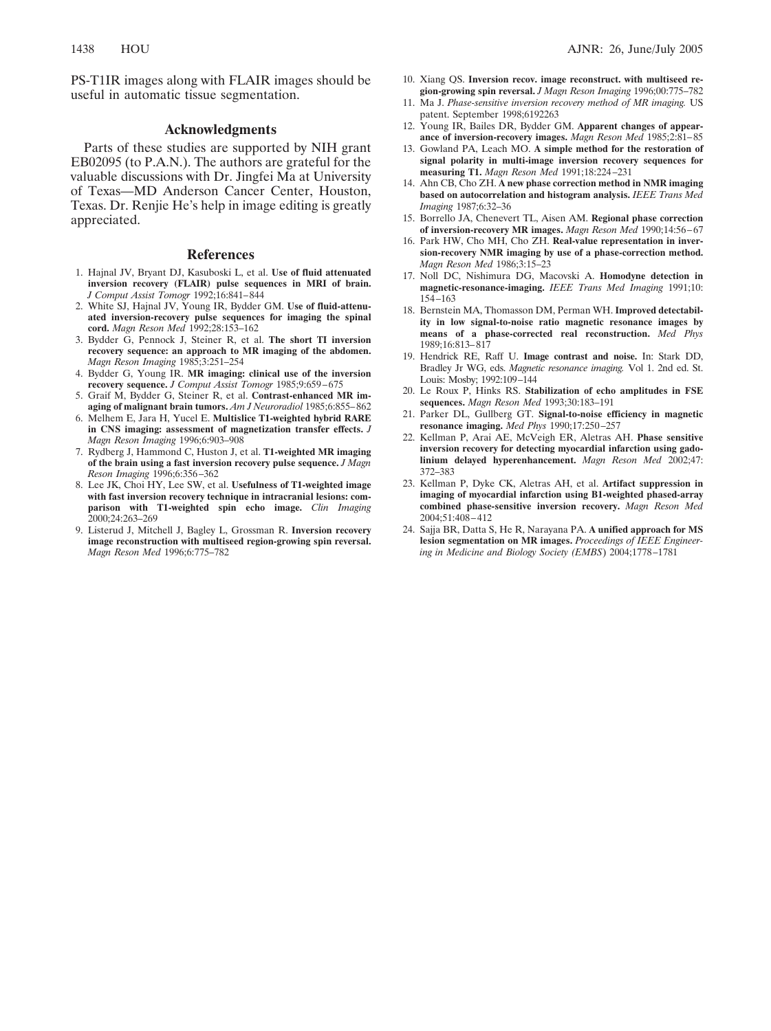PS-T1IR images along with FLAIR images should be useful in automatic tissue segmentation.

## Acknowledgments

Parts of these studies are supported by NIH grant EB02095 (to P.A.N.). The authors are grateful for the valuable discussions with Dr. Jingfei Ma at University of Texas—MD Anderson Cancer Center, Houston, Texas. Dr. Renjie He's help in image editing is greatly appreciated.

## References

1. Hajnal JV, Bryant DJ, Kasuboski L, et al. **Use of fluid attenuated inversion recovery (FLAIR) pulse sequences in MRI of brain.** *J Comput Assist Tomogr* 1992;16:841–844
2. White SJ, Hajnal JV, Young IR, Bydder GM. **Use of fluid-attenuated inversion-recovery pulse sequences for imaging the spinal cord.** *Magn Reson Med* 1992;28:153–162
3. Bydder G, Pennock J, Steiner R, et al. **The short TI inversion recovery sequence: an approach to MR imaging of the abdomen.** *Magn Reson Imaging* 1985;3:251–254
4. Bydder G, Young IR. **MR imaging: clinical use of the inversion recovery sequence.** *J Comput Assist Tomogr* 1985;9:659–675
5. Graif M, Bydder G, Steiner R, et al. **Contrast-enhanced MR imaging of malignant brain tumors.** *Am J Neuroradiol* 1985;6:855–862
6. Melhem E, Jara H, Yucel E. **Multislice T1-weighted hybrid RARE in CNS imaging: assessment of magnetization transfer effects.** *J Magn Reson Imaging* 1996;6:903–908
7. Rydberg J, Hammond C, Huston J, et al. **T1-weighted MR imaging of the brain using a fast inversion recovery pulse sequence.** *J Magn Reson Imaging* 1996;6:356–362
8. Lee JK, Choi HY, Lee SW, et al. **Usefulness of T1-weighted image with fast inversion recovery technique in intracranial lesions: comparison with T1-weighted spin echo image.** *Clin Imaging* 2000;24:263–269
9. Listerud J, Mitchell J, Bagley L, Grossman R. **Inversion recovery image reconstruction with multiseed region-growing spin reversal.** *Magn Reson Med* 1996;6:775–782
10. Xiang QS. **Inversion recov. image reconstruct. with multiseed region-growing spin reversal.** *J Magn Reson Imaging* 1996;00:775–782
11. Ma J. *Phase-sensitive inversion recovery method of MR imaging.* US patent. September 1998;6192263
12. Young IR, Bailes DR, Bydder GM. **Apparent changes of appearance of inversion-recovery images.** *Magn Reson Med* 1985;2:81–85
13. Gowland PA, Leach MO. **A simple method for the restoration of signal polarity in multi-image inversion recovery sequences for measuring T1.** *Magn Reson Med* 1991;18:224–231
14. Ahn CB, Cho ZH. **A new phase correction method in NMR imaging based on autocorrelation and histogram analysis.** *IEEE Trans Med Imaging* 1987;6:32–36
15. Borrello JA, Chenevert TL, Aisen AM. **Regional phase correction of inversion-recovery MR images.** *Magn Reson Med* 1990;14:56–67
16. Park HW, Cho MH, Cho ZH. **Real-value representation in inversion-recovery NMR imaging by use of a phase-correction method.** *Magn Reson Med* 1986;3:15–23
17. Noll DC, Nishimura DG, Macovski A. **Homodyne detection in magnetic-resonance-imaging.** *IEEE Trans Med Imaging* 1991;10:154–163
18. Bernstein MA, Thomasson DM, Perman WH. **Improved detectability in low signal-to-noise ratio magnetic resonance images by means of a phase-corrected real reconstruction.** *Med Phys* 1989;16:813–817
19. Hendrick RE, Raff U. **Image contrast and noise.** In: Stark DD, Bradley Jr WG, eds. *Magnetic resonance imaging.* Vol 1. 2nd ed. St. Louis: Mosby; 1992:109–144
20. Le Roux P, Hinks RS. **Stabilization of echo amplitudes in FSE sequences.** *Magn Reson Med* 1993;30:183–191
21. Parker DL, Gullberg GT. **Signal-to-noise efficiency in magnetic resonance imaging.** *Med Phys* 1990;17:250–257
22. Kellman P, Arai AE, McVeigh ER, Aletras AH. **Phase sensitive inversion recovery for detecting myocardial infarction using gadolinium delayed hyperenhancement.** *Magn Reson Med* 2002;47:372–383
23. Kellman P, Dyke CK, Aletras AH, et al. **Artifact suppression in imaging of myocardial infarction using B1-weighted phased-array combined phase-sensitive inversion recovery.** *Magn Reson Med* 2004;51:408–412
24. Sajja BR, Datta S, He R, Narayana PA. **A unified approach for MS lesion segmentation on MR images.** *Proceedings of IEEE Engineering in Medicine and Biology Society (EMBS*) 2004;1778–1781